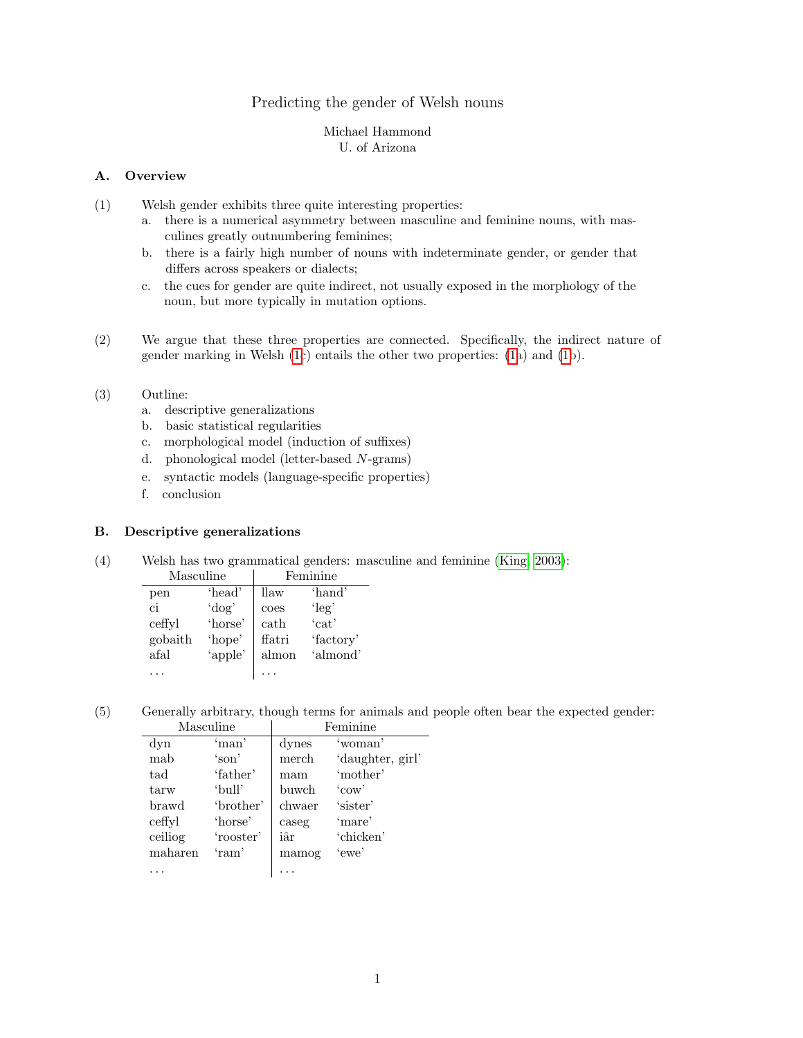# Predicting the gender of Welsh nouns

Michael Hammond
U. of Arizona

## A. Overview

(1) Welsh gender exhibits three quite interesting properties:

a. there is a numerical asymmetry between masculine and feminine nouns, with masculines greatly outnumbering feminines;

b. there is a fairly high number of nouns with indeterminate gender, or gender that differs across speakers or dialects;

c. the cues for gender are quite indirect, not usually exposed in the morphology of the noun, but more typically in mutation options.

(2) We argue that these three properties are connected. Specifically, the indirect nature of gender marking in Welsh (1c) entails the other two properties: (1a) and (1b).

(3) Outline:

a. descriptive generalizations

b. basic statistical regularities

c. morphological model (induction of suffixes)

d. phonological model (letter-based $N$-grams)

e. syntactic models (language-specific properties)

f. conclusion

## B. Descriptive generalizations

(4) Welsh has two grammatical genders: masculine and feminine (King, 2003):

| Masculine | | Feminine | |
|---|---|---|---|
| pen | 'head' | llaw | 'hand' |
| ci | 'dog' | coes | 'leg' |
| ceffyl | 'horse' | cath | 'cat' |
| gobaith | 'hope' | ffatri | 'factory' |
| afal | 'apple' | almon | 'almond' |
| ... | | ... | |

(5) Generally arbitrary, though terms for animals and people often bear the expected gender:

| Masculine | | Feminine | |
|---|---|---|---|
| dyn | 'man' | dynes | 'woman' |
| mab | 'son' | merch | 'daughter, girl' |
| tad | 'father' | mam | 'mother' |
| tarw | 'bull' | buwch | 'cow' |
| brawd | 'brother' | chwaer | 'sister' |
| ceffyl | 'horse' | caseg | 'mare' |
| ceiliog | 'rooster' | iâr | 'chicken' |
| maharen | 'ram' | mamog | 'ewe' |
| ... | | ... | |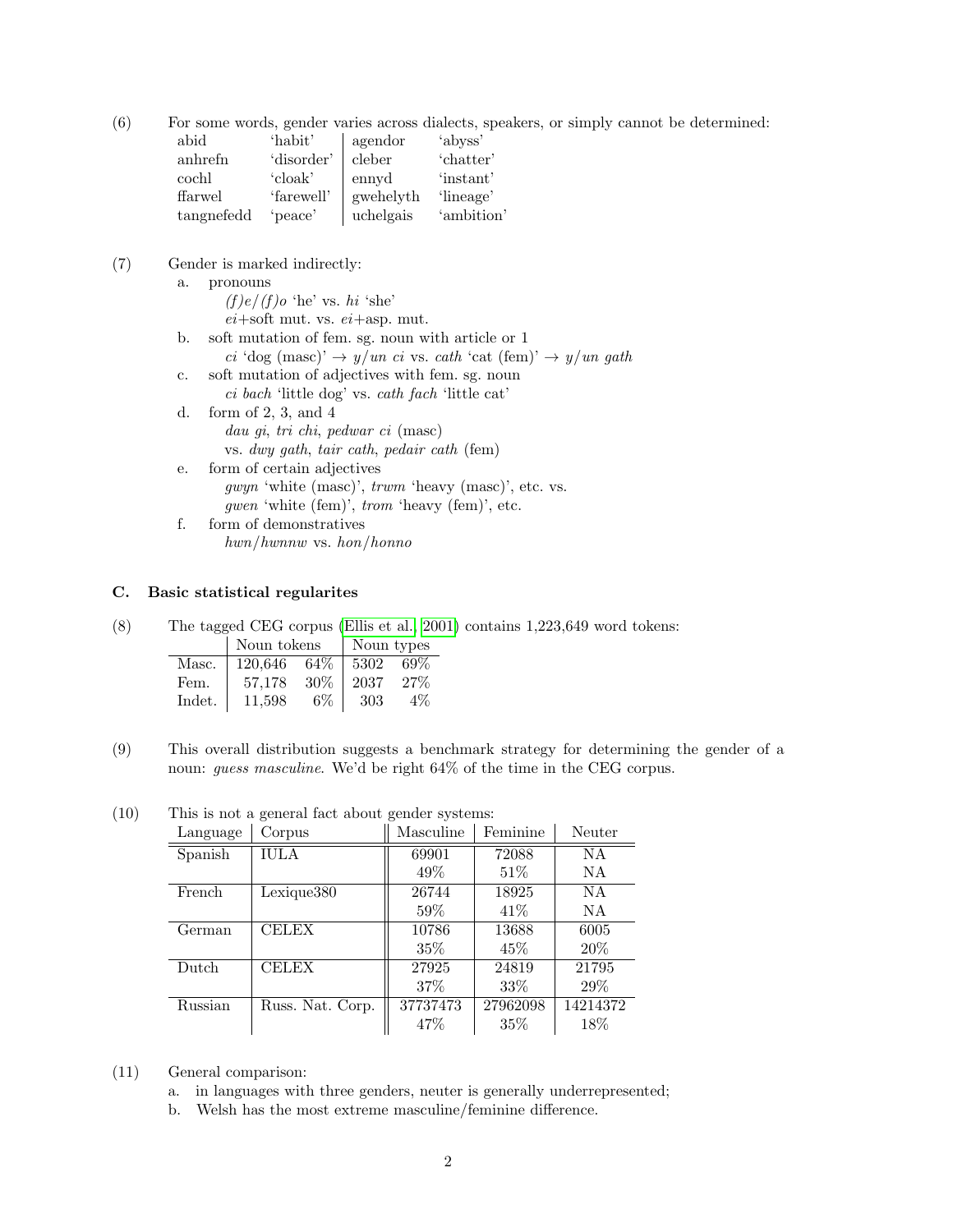(6) For some words, gender varies across dialects, speakers, or simply cannot be determined:

| | | | |
|---|---|---|---|
| abid | 'habit' | agendor | 'abyss' |
| anhrefn | 'disorder' | cleber | 'chatter' |
| cochl | 'cloak' | ennyd | 'instant' |
| ffarwel | 'farewell' | gwehelyth | 'lineage' |
| tangnefedd | 'peace' | uchelgais | 'ambition' |

(7) Gender is marked indirectly:

a. pronouns
   *(f)e/(f)o* 'he' vs. *hi* 'she'
   *ei*+soft mut. vs. *ei*+asp. mut.

b. soft mutation of fem. sg. noun with article or 1
   *ci* 'dog (masc)' → *y/un ci* vs. *cath* 'cat (fem)' → *y/un gath*

c. soft mutation of adjectives with fem. sg. noun
   *ci bach* 'little dog' vs. *cath fach* 'little cat'

d. form of 2, 3, and 4
   *dau gi*, *tri chi*, *pedwar ci* (masc)
   vs. *dwy gath*, *tair cath*, *pedair cath* (fem)

e. form of certain adjectives
   *gwyn* 'white (masc)', *trwm* 'heavy (masc)', etc. vs.
   *gwen* 'white (fem)', *trom* 'heavy (fem)', etc.

f. form of demonstratives
   *hwn/hwnnw* vs. *hon/honno*

### C. Basic statistical regularites

(8) The tagged CEG corpus (Ellis et al., 2001) contains 1,223,649 word tokens:

| | Noun tokens | | Noun types | |
|---|---|---|---|---|
| Masc. | 120,646 | 64% | 5302 | 69% |
| Fem. | 57,178 | 30% | 2037 | 27% |
| Indet. | 11,598 | 6% | 303 | 4% |

(9) This overall distribution suggests a benchmark strategy for determining the gender of a noun: *guess masculine*. We'd be right 64% of the time in the CEG corpus.

(10) This is not a general fact about gender systems:

| Language | Corpus | Masculine | Feminine | Neuter |
|---|---|---|---|---|
| Spanish | IULA | 69901 | 72088 | NA |
| | | 49% | 51% | NA |
| French | Lexique380 | 26744 | 18925 | NA |
| | | 59% | 41% | NA |
| German | CELEX | 10786 | 13688 | 6005 |
| | | 35% | 45% | 20% |
| Dutch | CELEX | 27925 | 24819 | 21795 |
| | | 37% | 33% | 29% |
| Russian | Russ. Nat. Corp. | 37737473 | 27962098 | 14214372 |
| | | 47% | 35% | 18% |

(11) General comparison:

a. in languages with three genders, neuter is generally underrepresented;

b. Welsh has the most extreme masculine/feminine difference.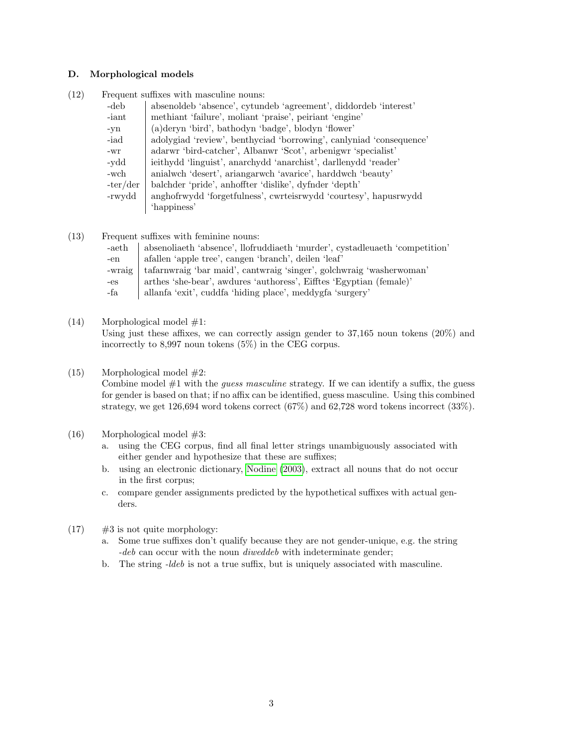### D. Morphological models

(12) Frequent suffixes with masculine nouns:

| | |
|---|---|
| -deb | absenoldeb 'absence', cytundeb 'agreement', diddordeb 'interest' |
| -iant | methiant 'failure', moliant 'praise', peiriant 'engine' |
| -yn | (a)deryn 'bird', bathodyn 'badge', blodyn 'flower' |
| -iad | adolygiad 'review', benthyciad 'borrowing', canlyniad 'consequence' |
| -wr | adarwr 'bird-catcher', Albanwr 'Scot', arbenigwr 'specialist' |
| -ydd | ieithydd 'linguist', anarchydd 'anarchist', darllenydd 'reader' |
| -wch | anialwch 'desert', ariangarwch 'avarice', harddwch 'beauty' |
| -ter/der | balchder 'pride', anhoffter 'dislike', dyfnder 'depth' |
| -rwydd | anghofrwydd 'forgetfulness', cwrteisrwydd 'courtesy', hapusrwydd 'happiness' |

(13) Frequent suffixes with feminine nouns:

| | |
|---|---|
| -aeth | absenoliaeth 'absence', llofruddiaeth 'murder', cystadleuaeth 'competition' |
| -en | afallen 'apple tree', cangen 'branch', deilen 'leaf' |
| -wraig | tafarnwraig 'bar maid', cantwraig 'singer', golchwraig 'washerwoman' |
| -es | arthes 'she-bear', awdures 'authoress', Eifftes 'Egyptian (female)' |
| -fa | allanfa 'exit', cuddfa 'hiding place', meddygfa 'surgery' |

(14) Morphological model #1:
Using just these affixes, we can correctly assign gender to 37,165 noun tokens (20%) and incorrectly to 8,997 noun tokens (5%) in the CEG corpus.

(15) Morphological model #2:
Combine model #1 with the *guess masculine* strategy. If we can identify a suffix, the guess for gender is based on that; if no affix can be identified, guess masculine. Using this combined strategy, we get 126,694 word tokens correct (67%) and 62,728 word tokens incorrect (33%).

(16) Morphological model #3:

a. using the CEG corpus, find all final letter strings unambiguously associated with either gender and hypothesize that these are suffixes;

b. using an electronic dictionary, Nodine (2003), extract all nouns that do not occur in the first corpus;

c. compare gender assignments predicted by the hypothetical suffixes with actual genders.

(17) #3 is not quite morphology:

a. Some true suffixes don't qualify because they are not gender-unique, e.g. the string *-deb* can occur with the noun *diweddeb* with indeterminate gender;

b. The string *-ldeb* is not a true suffix, but is uniquely associated with masculine.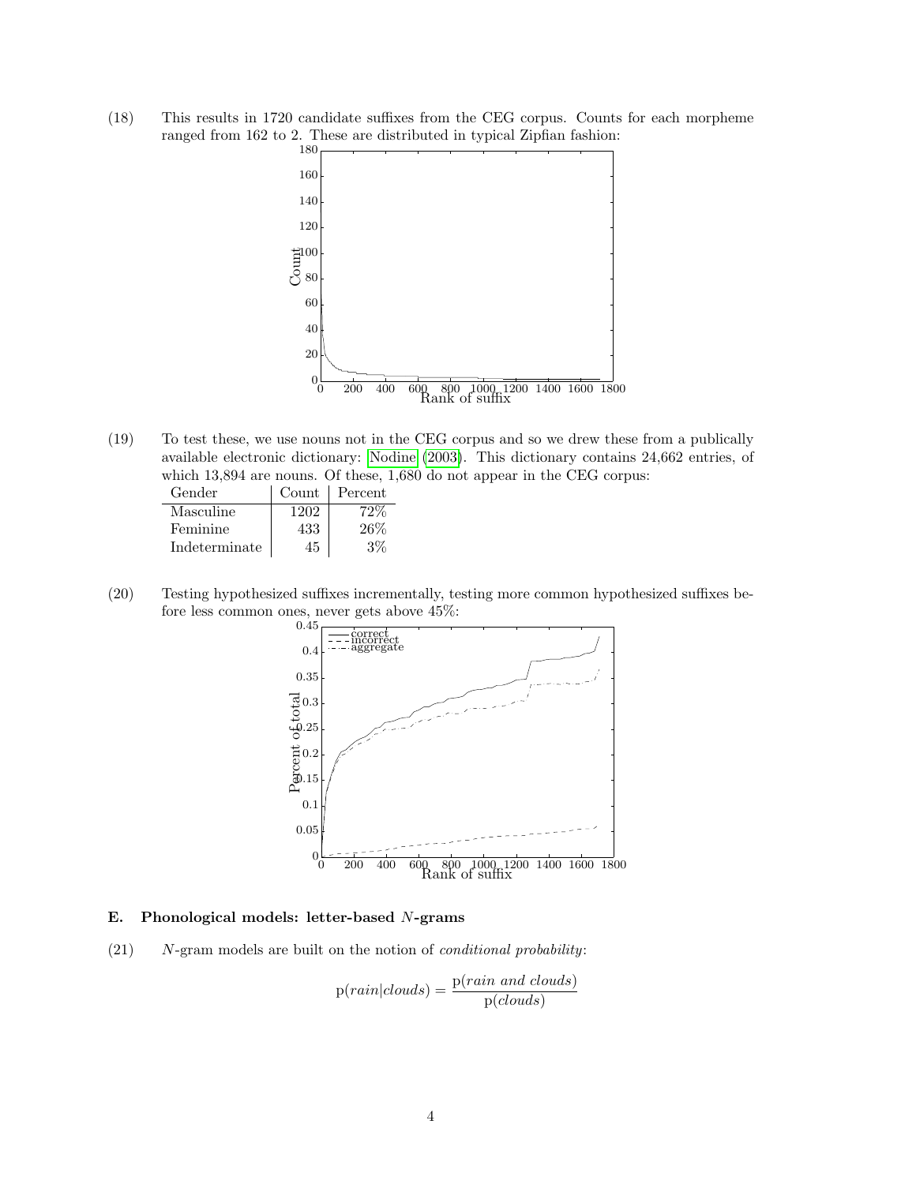(18) This results in 1720 candidate suffixes from the CEG corpus. Counts for each morpheme ranged from 162 to 2. These are distributed in typical Zipfian fashion:

(19) To test these, we use nouns not in the CEG corpus and so we drew these from a publically available electronic dictionary: Nodine (2003). This dictionary contains 24,662 entries, of which 13,894 are nouns. Of these, 1,680 do not appear in the CEG corpus:

| Gender | Count | Percent |
|---|---|---|
| Masculine | 1202 | 72% |
| Feminine | 433 | 26% |
| Indeterminate | 45 | 3% |

(20) Testing hypothesized suffixes incrementally, testing more common hypothesized suffixes before less common ones, never gets above 45%:

### E. Phonological models: letter-based $N$-grams

(21) $N$-gram models are built on the notion of *conditional probability*:

$$\mathrm{p}(rain|clouds) = \frac{\mathrm{p}(rain\ and\ clouds)}{\mathrm{p}(clouds)}$$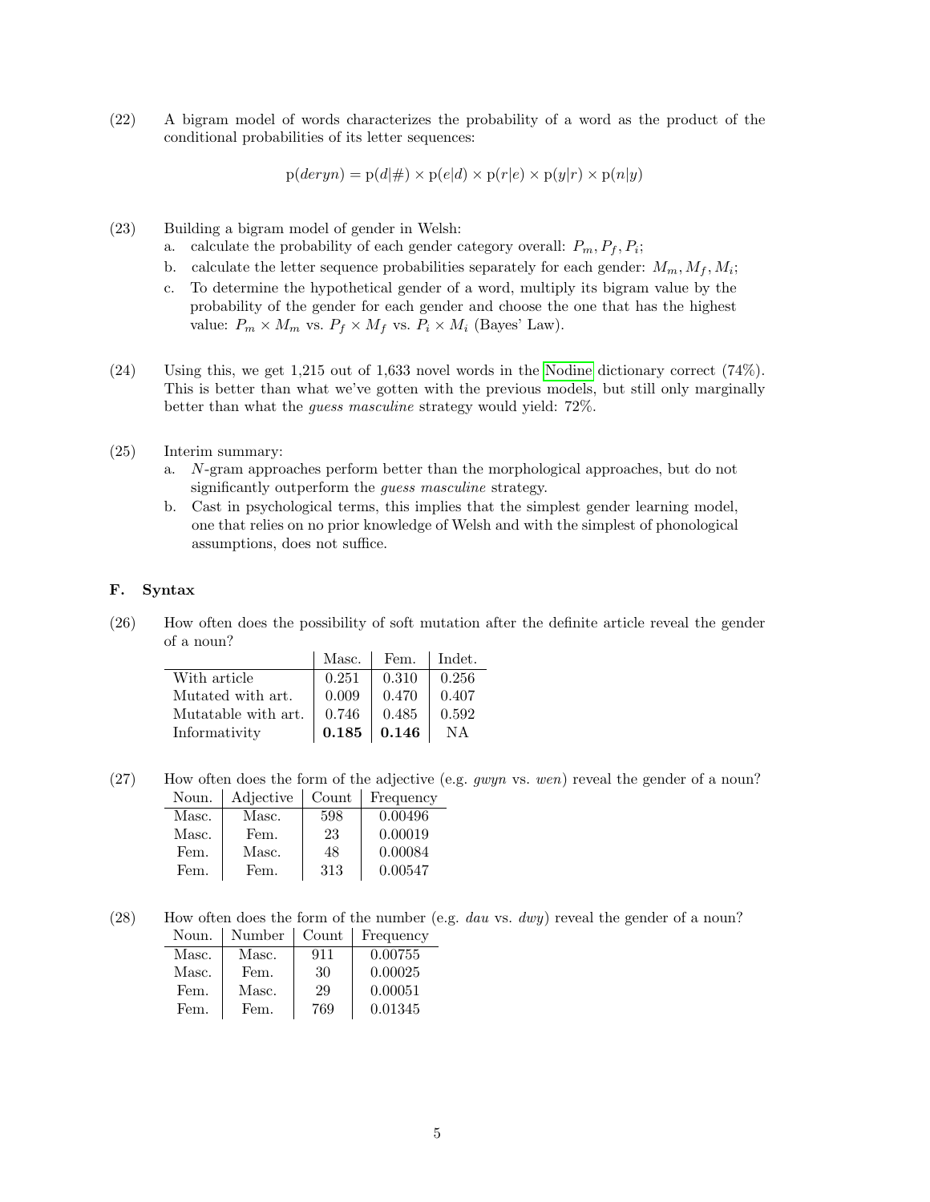(22) A bigram model of words characterizes the probability of a word as the product of the conditional probabilities of its letter sequences:

$$\text{p}(deryn) = \text{p}(d|\#) \times \text{p}(e|d) \times \text{p}(r|e) \times \text{p}(y|r) \times \text{p}(n|y)$$

(23) Building a bigram model of gender in Welsh:

a. calculate the probability of each gender category overall: $P_m, P_f, P_i$;

b. calculate the letter sequence probabilities separately for each gender: $M_m, M_f, M_i$;

c. To determine the hypothetical gender of a word, multiply its bigram value by the probability of the gender for each gender and choose the one that has the highest value: $P_m \times M_m$ vs. $P_f \times M_f$ vs. $P_i \times M_i$ (Bayes' Law).

(24) Using this, we get 1,215 out of 1,633 novel words in the Nodine dictionary correct (74%). This is better than what we've gotten with the previous models, but still only marginally better than what the *guess masculine* strategy would yield: 72%.

(25) Interim summary:

a. *N*-gram approaches perform better than the morphological approaches, but do not significantly outperform the *guess masculine* strategy.

b. Cast in psychological terms, this implies that the simplest gender learning model, one that relies on no prior knowledge of Welsh and with the simplest of phonological assumptions, does not suffice.

### F. Syntax

(26) How often does the possibility of soft mutation after the definite article reveal the gender of a noun?

| | Masc. | Fem. | Indet. |
|---|---|---|---|
| With article | 0.251 | 0.310 | 0.256 |
| Mutated with art. | 0.009 | 0.470 | 0.407 |
| Mutatable with art. | 0.746 | 0.485 | 0.592 |
| Informativity | **0.185** | **0.146** | NA |

(27) How often does the form of the adjective (e.g. *gwyn* vs. *wen*) reveal the gender of a noun?

| Noun. | Adjective | Count | Frequency |
|---|---|---|---|
| Masc. | Masc. | 598 | 0.00496 |
| Masc. | Fem. | 23 | 0.00019 |
| Fem. | Masc. | 48 | 0.00084 |
| Fem. | Fem. | 313 | 0.00547 |

(28) How often does the form of the number (e.g. *dau* vs. *dwy*) reveal the gender of a noun?

| Noun. | Number | Count | Frequency |
|---|---|---|---|
| Masc. | Masc. | 911 | 0.00755 |
| Masc. | Fem. | 30 | 0.00025 |
| Fem. | Masc. | 29 | 0.00051 |
| Fem. | Fem. | 769 | 0.01345 |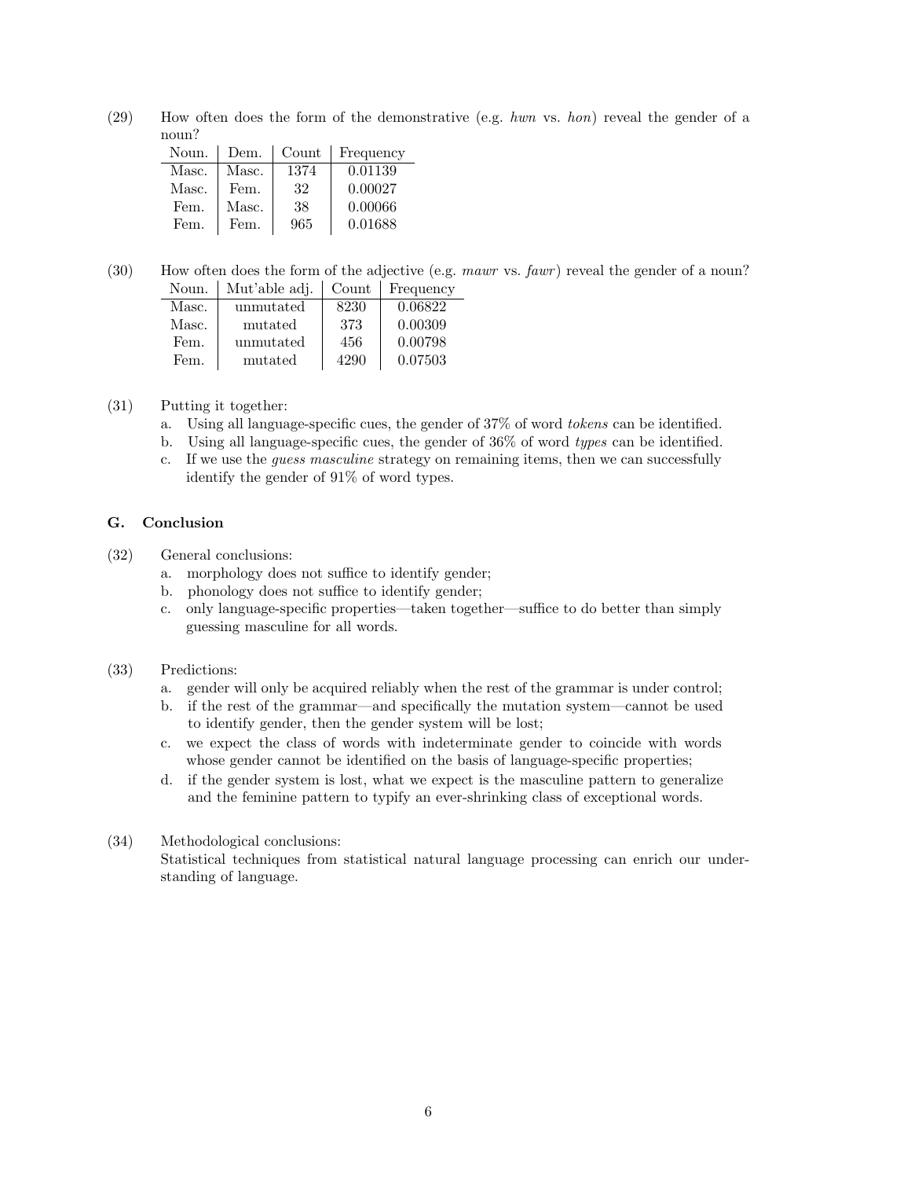(29) How often does the form of the demonstrative (e.g. *hwn* vs. *hon*) reveal the gender of a noun?

| Noun. | Dem. | Count | Frequency |
|---|---|---|---|
| Masc. | Masc. | 1374 | 0.01139 |
| Masc. | Fem. | 32 | 0.00027 |
| Fem. | Masc. | 38 | 0.00066 |
| Fem. | Fem. | 965 | 0.01688 |

(30) How often does the form of the adjective (e.g. *mawr* vs. *fawr*) reveal the gender of a noun?

| Noun. | Mut'able adj. | Count | Frequency |
|---|---|---|---|
| Masc. | unmutated | 8230 | 0.06822 |
| Masc. | mutated | 373 | 0.00309 |
| Fem. | unmutated | 456 | 0.00798 |
| Fem. | mutated | 4290 | 0.07503 |

(31) Putting it together:

a. Using all language-specific cues, the gender of 37% of word *tokens* can be identified.
b. Using all language-specific cues, the gender of 36% of word *types* can be identified.
c. If we use the *guess masculine* strategy on remaining items, then we can successfully identify the gender of 91% of word types.

## G. Conclusion

(32) General conclusions:

a. morphology does not suffice to identify gender;
b. phonology does not suffice to identify gender;
c. only language-specific properties—taken together—suffice to do better than simply guessing masculine for all words.

(33) Predictions:

a. gender will only be acquired reliably when the rest of the grammar is under control;
b. if the rest of the grammar—and specifically the mutation system—cannot be used to identify gender, then the gender system will be lost;
c. we expect the class of words with indeterminate gender to coincide with words whose gender cannot be identified on the basis of language-specific properties;
d. if the gender system is lost, what we expect is the masculine pattern to generalize and the feminine pattern to typify an ever-shrinking class of exceptional words.

(34) Methodological conclusions:
Statistical techniques from statistical natural language processing can enrich our understanding of language.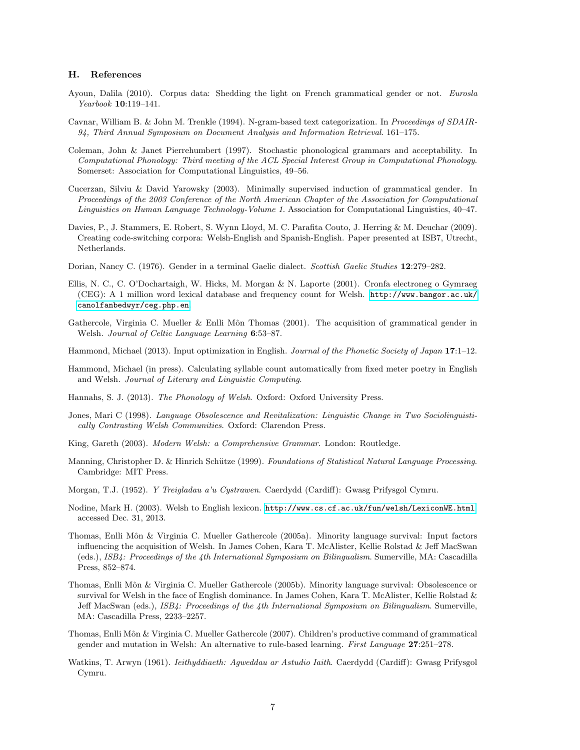## H. References

Ayoun, Dalila (2010). Corpus data: Shedding the light on French grammatical gender or not. *Eurosla Yearbook* **10**:119–141.

Cavnar, William B. & John M. Trenkle (1994). N-gram-based text categorization. In *Proceedings of SDAIR-94, Third Annual Symposium on Document Analysis and Information Retrieval*. 161–175.

Coleman, John & Janet Pierrehumbert (1997). Stochastic phonological grammars and acceptability. In *Computational Phonology: Third meeting of the ACL Special Interest Group in Computational Phonology*. Somerset: Association for Computational Linguistics, 49–56.

Cucerzan, Silviu & David Yarowsky (2003). Minimally supervised induction of grammatical gender. In *Proceedings of the 2003 Conference of the North American Chapter of the Association for Computational Linguistics on Human Language Technology-Volume 1*. Association for Computational Linguistics, 40–47.

Davies, P., J. Stammers, E. Robert, S. Wynn Lloyd, M. C. Parafita Couto, J. Herring & M. Deuchar (2009). Creating code-switching corpora: Welsh-English and Spanish-English. Paper presented at ISB7, Utrecht, Netherlands.

Dorian, Nancy C. (1976). Gender in a terminal Gaelic dialect. *Scottish Gaelic Studies* **12**:279–282.

Ellis, N. C., C. O'Dochartaigh, W. Hicks, M. Morgan & N. Laporte (2001). Cronfa electroneg o Gymraeg (CEG): A 1 million word lexical database and frequency count for Welsh. http://www.bangor.ac.uk/canolfanbedwyr/ceg.php.en

Gathercole, Virginia C. Mueller & Enlli Môn Thomas (2001). The acquisition of grammatical gender in Welsh. *Journal of Celtic Language Learning* **6**:53–87.

Hammond, Michael (2013). Input optimization in English. *Journal of the Phonetic Society of Japan* **17**:1–12.

Hammond, Michael (in press). Calculating syllable count automatically from fixed meter poetry in English and Welsh. *Journal of Literary and Linguistic Computing*.

Hannahs, S. J. (2013). *The Phonology of Welsh*. Oxford: Oxford University Press.

Jones, Mari C (1998). *Language Obsolescence and Revitalization: Linguistic Change in Two Sociolinguistically Contrasting Welsh Communities*. Oxford: Clarendon Press.

King, Gareth (2003). *Modern Welsh: a Comprehensive Grammar*. London: Routledge.

Manning, Christopher D. & Hinrich Schütze (1999). *Foundations of Statistical Natural Language Processing*. Cambridge: MIT Press.

Morgan, T.J. (1952). *Y Treigladau a'u Cystrawen*. Caerdydd (Cardiff): Gwasg Prifysgol Cymru.

Nodine, Mark H. (2003). Welsh to English lexicon. http://www.cs.cf.ac.uk/fun/welsh/LexiconWE.html accessed Dec. 31, 2013.

Thomas, Enlli Môn & Virginia C. Mueller Gathercole (2005a). Minority language survival: Input factors influencing the acquisition of Welsh. In James Cohen, Kara T. McAlister, Kellie Rolstad & Jeff MacSwan (eds.), *ISB4: Proceedings of the 4th International Symposium on Bilingualism*. Sumerville, MA: Cascadilla Press, 852–874.

Thomas, Enlli Môn & Virginia C. Mueller Gathercole (2005b). Minority language survival: Obsolescence or survival for Welsh in the face of English dominance. In James Cohen, Kara T. McAlister, Kellie Rolstad & Jeff MacSwan (eds.), *ISB4: Proceedings of the 4th International Symposium on Bilingualism*. Sumerville, MA: Cascadilla Press, 2233–2257.

Thomas, Enlli Môn & Virginia C. Mueller Gathercole (2007). Children's productive command of grammatical gender and mutation in Welsh: An alternative to rule-based learning. *First Language* **27**:251–278.

Watkins, T. Arwyn (1961). *Ieithyddiaeth: Agweddau ar Astudio Iaith*. Caerdydd (Cardiff): Gwasg Prifysgol Cymru.